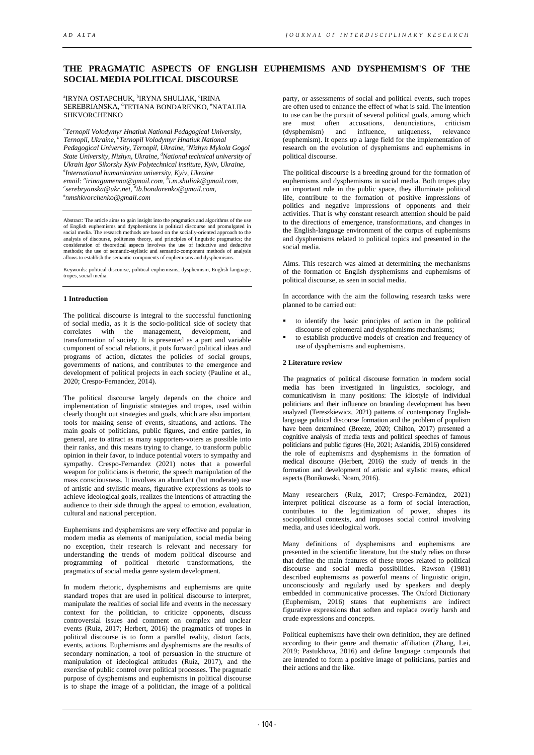# THE PRAGMATIC ASPECTS OF ENGLISH EUPHEMISMS AND DYSPHEMISM'S OF THE SOCIAL MEDIA POLITICAL DISCOURSE

[a]IRYNA OSTAPCHUK, [b]IRYNA SHULIAK, [c]IRINA SEREBRIANSKA, [d]TETIANA BONDARENKO, [e]NATALIIA SHKVORCHENKO

*[a]Ternopil Volodymyr Hnatiuk National Pedagogical University, Ternopil, Ukraine, [b]Ternopil Volodymyr Hnatiuk National Pedagogical University, Ternopil, Ukraine, [c]Nizhyn Mykola Gogol State University, Nizhyn, Ukraine, [d]National technical university of Ukrain Igor Sikorsky Kyiv Polytechnical institute, Kyiv, Ukraine, [e]International humanitarian university, Kyiv, Ukraine*
*email: [a]irinagumenna@gmail.com, [b]i.m.shuliak@gmail.com, [c]serebryanska@ukr.net, [d]tb.bondarenko@gmail.com, [e]nmshkvorchenko@gmail.com*

Abstract: The article aims to gain insight into the pragmatics and algorithms of the use of English euphemisms and dysphemisms in political discourse and promulgated in social media. The research methods are based on the socially-oriented approach to the analysis of discourse, politeness theory, and principles of linguistic pragmatics; the consideration of theoretical aspects involves the use of inductive and deductive methods; the use of semantic-stylistic and semantic-component methods of analysis allows to establish the semantic components of euphemisms and dysphemisms.

Keywords: political discourse, political euphemisms, dysphemism, English language, tropes, social media.

## 1 Introduction

The political discourse is integral to the successful functioning of social media, as it is the socio-political side of society that correlates with the management, development, and transformation of society. It is presented as a part and variable component of social relations, it puts forward political ideas and programs of action, dictates the policies of social groups, governments of nations, and contributes to the emergence and development of political projects in each society (Pauline et al., 2020; Crespo-Fernandez, 2014).

The political discourse largely depends on the choice and implementation of linguistic strategies and tropes, used within clearly thought out strategies and goals, which are also important tools for making sense of events, situations, and actions. The main goals of politicians, public figures, and entire parties, in general, are to attract as many supporters-voters as possible into their ranks, and this means trying to change, to transform public opinion in their favor, to induce potential voters to sympathy and sympathy. Crespo-Fernandez (2021) notes that a powerful weapon for politicians is rhetoric, the speech manipulation of the mass consciousness. It involves an abundant (but moderate) use of artistic and stylistic means, figurative expressions as tools to achieve ideological goals, realizes the intentions of attracting the audience to their side through the appeal to emotion, evaluation, cultural and national perception.

Euphemisms and dysphemisms are very effective and popular in modern media as elements of manipulation, social media being no exception, their research is relevant and necessary for understanding the trends of modern political discourse and programming of political rhetoric transformations, the pragmatics of social media genre system development.

In modern rhetoric, dysphemisms and euphemisms are quite standard tropes that are used in political discourse to interpret, manipulate the realities of social life and events in the necessary context for the politician, to criticize opponents, discuss controversial issues and comment on complex and unclear events (Ruiz, 2017; Herbert, 2016) the pragmatics of tropes in political discourse is to form a parallel reality, distort facts, events, actions. Euphemisms and dysphemisms are the results of secondary nomination, a tool of persuasion in the structure of manipulation of ideological attitudes (Ruiz, 2017), and the exercise of public control over political processes. The pragmatic purpose of dysphemisms and euphemisms in political discourse is to shape the image of a politician, the image of a political party, or assessments of social and political events, such tropes are often used to enhance the effect of what is said. The intention to use can be the pursuit of several political goals, among which are most often accusations, denunciations, criticism (dysphemism) and influence, uniqueness, relevance (euphemism). It opens up a large field for the implementation of research on the evolution of dysphemisms and euphemisms in political discourse.

The political discourse is a breeding ground for the formation of euphemisms and dysphemisms in social media. Both tropes play an important role in the public space, they illuminate political life, contribute to the formation of positive impressions of politics and negative impressions of opponents and their activities. That is why constant research attention should be paid to the directions of emergence, transformations, and changes in the English-language environment of the corpus of euphemisms and dysphemisms related to political topics and presented in the social media.

Aims. This research was aimed at determining the mechanisms of the formation of English dysphemisms and euphemisms of political discourse, as seen in social media.

In accordance with the aim the following research tasks were planned to be carried out:

- to identify the basic principles of action in the political discourse of ephemeral and dysphemisms mechanisms;
- to establish productive models of creation and frequency of use of dysphemisms and euphemisms.

## 2 Literature review

The pragmatics of political discourse formation in modern social media has been investigated in linguistics, sociology, and comunicativism in many positions: The idiostyle of individual politicians and their influence on branding development has been analyzed (Tereszkiewicz, 2021) patterns of contemporary English-language political discourse formation and the problem of populism have been determined (Breeze, 2020; Chilton, 2017) presented a cognitive analysis of media texts and political speeches of famous politicians and public figures (He, 2021; Aslanidis, 2016) considered the role of euphemisms and dysphemisms in the formation of medical discourse (Herbert, 2016) the study of trends in the formation and development of artistic and stylistic means, ethical aspects (Bonikowski, Noam, 2016).

Many researchers (Ruiz, 2017; Crespo-Fernández, 2021) interpret political discourse as a form of social interaction, contributes to the legitimization of power, shapes its sociopolitical contexts, and imposes social control involving media, and uses ideological work.

Many definitions of dysphemisms and euphemisms are presented in the scientific literature, but the study relies on those that define the main features of these tropes related to political discourse and social media possibilities. Rawson (1981) described euphemisms as powerful means of linguistic origin, unconsciously and regularly used by speakers and deeply embedded in communicative processes. The Oxford Dictionary (Euphemism, 2016) states that euphemisms are indirect figurative expressions that soften and replace overly harsh and crude expressions and concepts.

Political euphemisms have their own definition, they are defined according to their genre and thematic affiliation (Zhang, Lei, 2019; Pastukhova, 2016) and define language compounds that are intended to form a positive image of politicians, parties and their actions and the like.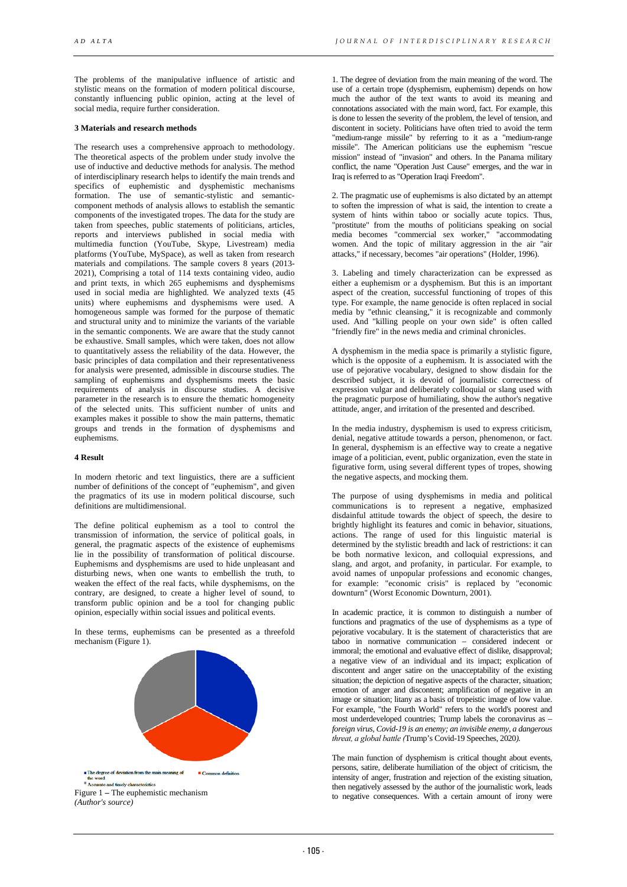The problems of the manipulative influence of artistic and stylistic means on the formation of modern political discourse, constantly influencing public opinion, acting at the level of social media, require further consideration.

### 3 Materials and research methods

The research uses a comprehensive approach to methodology. The theoretical aspects of the problem under study involve the use of inductive and deductive methods for analysis. The method of interdisciplinary research helps to identify the main trends and specifics of euphemistic and dysphemistic mechanisms formation. The use of semantic-stylistic and semantic-component methods of analysis allows to establish the semantic components of the investigated tropes. The data for the study are taken from speeches, public statements of politicians, articles, reports and interviews published in social media with multimedia function (YouTube, Skype, Livestream) media platforms (YouTube, MySpace), as well as taken from research materials and compilations. The sample covers 8 years (2013-2021), Comprising a total of 114 texts containing video, audio and print texts, in which 265 euphemisms and dysphemisms used in social media are highlighted. We analyzed texts (45 units) where euphemisms and dysphemisms were used. A homogeneous sample was formed for the purpose of thematic and structural unity and to minimize the variants of the variable in the semantic components. We are aware that the study cannot be exhaustive. Small samples, which were taken, does not allow to quantitatively assess the reliability of the data. However, the basic principles of data compilation and their representativeness for analysis were presented, admissible in discourse studies. The sampling of euphemisms and dysphemisms meets the basic requirements of analysis in discourse studies. A decisive parameter in the research is to ensure the thematic homogeneity of the selected units. This sufficient number of units and examples makes it possible to show the main patterns, thematic groups and trends in the formation of dysphemisms and euphemisms.

### 4 Result

In modern rhetoric and text linguistics, there are a sufficient number of definitions of the concept of "euphemism", and given the pragmatics of its use in modern political discourse, such definitions are multidimensional.

The define political euphemism as a tool to control the transmission of information, the service of political goals, in general, the pragmatic aspects of the existence of euphemisms lie in the possibility of transformation of political discourse. Euphemisms and dysphemisms are used to hide unpleasant and disturbing news, when one wants to embellish the truth, to weaken the effect of the real facts, while dysphemisms, on the contrary, are designed, to create a higher level of sound, to transform public opinion and be a tool for changing public opinion, especially within social issues and political events.

In these terms, euphemisms can be presented as a threefold mechanism (Figure 1).

■ The degree of deviation from the main meaning of the word ■ Common definition
■ Accurate and timely characteristics

Figure 1 – The euphemistic mechanism
*(Author's source)*

1. The degree of deviation from the main meaning of the word. The use of a certain trope (dysphemism, euphemism) depends on how much the author of the text wants to avoid its meaning and connotations associated with the main word, fact. For example, this is done to lessen the severity of the problem, the level of tension, and discontent in society. Politicians have often tried to avoid the term "medium-range missile" by referring to it as a "medium-range missile". The American politicians use the euphemism "rescue mission" instead of "invasion" and others. In the Panama military conflict, the name "Operation Just Cause" emerges, and the war in Iraq is referred to as "Operation Iraqi Freedom".

2. The pragmatic use of euphemisms is also dictated by an attempt to soften the impression of what is said, the intention to create a system of hints within taboo or socially acute topics. Thus, "prostitute" from the mouths of politicians speaking on social media becomes "commercial sex worker," "accommodating women. And the topic of military aggression in the air "air attacks," if necessary, becomes "air operations" (Holder, 1996).

3. Labeling and timely characterization can be expressed as either a euphemism or a dysphemism. But this is an important aspect of the creation, successful functioning of tropes of this type. For example, the name genocide is often replaced in social media by "ethnic cleansing," it is recognizable and commonly used. And "killing people on your own side" is often called "friendly fire" in the news media and criminal chronicles.

A dysphemism in the media space is primarily a stylistic figure, which is the opposite of a euphemism. It is associated with the use of pejorative vocabulary, designed to show disdain for the described subject, it is devoid of journalistic correctness of expression vulgar and deliberately colloquial or slang used with the pragmatic purpose of humiliating, show the author's negative attitude, anger, and irritation of the presented and described.

In the media industry, dysphemism is used to express criticism, denial, negative attitude towards a person, phenomenon, or fact. In general, dysphemism is an effective way to create a negative image of a politician, event, public organization, even the state in figurative form, using several different types of tropes, showing the negative aspects, and mocking them.

The purpose of using dysphemisms in media and political communications is to represent a negative, emphasized disdainful attitude towards the object of speech, the desire to brightly highlight its features and comic in behavior, situations, actions. The range of used for this linguistic material is determined by the stylistic breadth and lack of restrictions: it can be both normative lexicon, and colloquial expressions, and slang, and argot, and profanity, in particular. For example, to avoid names of unpopular professions and economic changes, for example: "economic crisis" is replaced by "economic downturn" (Worst Economic Downturn, 2001).

In academic practice, it is common to distinguish a number of functions and pragmatics of the use of dysphemisms as a type of pejorative vocabulary. It is the statement of characteristics that are taboo in normative communication – considered indecent or immoral; the emotional and evaluative effect of dislike, disapproval; a negative view of an individual and its impact; explication of discontent and anger satire on the unacceptability of the existing situation; the depiction of negative aspects of the character, situation; emotion of anger and discontent; amplification of negative in an image or situation; litany as a basis of tropeistic image of low value. For example, "the Fourth World" refers to the world's poorest and most underdeveloped countries; Trump labels the coronavirus as – *foreign virus, Covid-19 is an enemy; an invisible enemy, a dangerous threat, a global battle (*Trump's Covid-19 Speeches, 2020*).*

The main function of dysphemism is critical thought about events, persons, satire, deliberate humiliation of the object of criticism, the intensity of anger, frustration and rejection of the existing situation, then negatively assessed by the author of the journalistic work, leads to negative consequences. With a certain amount of irony were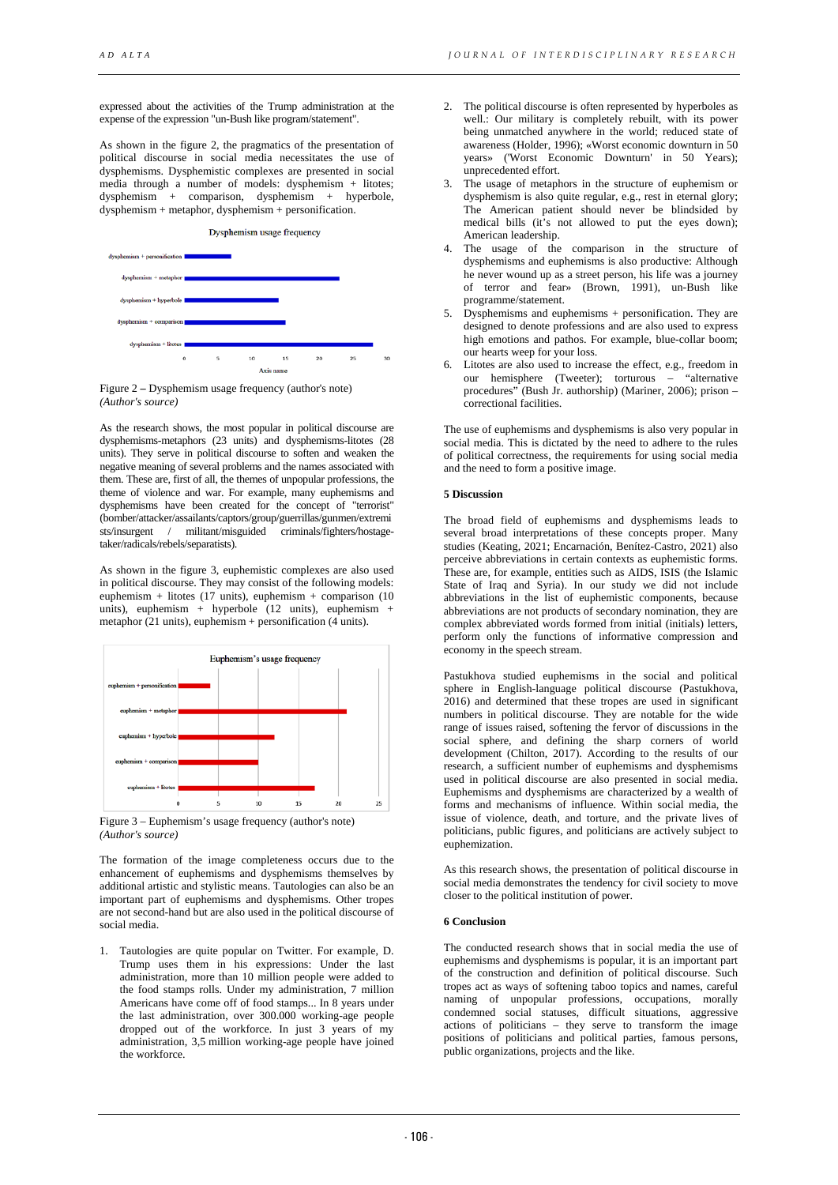expressed about the activities of the Trump administration at the expense of the expression "un-Bush like program/statement".

As shown in the figure 2, the pragmatics of the presentation of political discourse in social media necessitates the use of dysphemisms. Dysphemistic complexes are presented in social media through a number of models: dysphemism + litotes; dysphemism + comparison, dysphemism + hyperbole, dysphemism + metaphor, dysphemism + personification.

Figure 2 – Dysphemism usage frequency (author's note)
*(Author's source)*

As the research shows, the most popular in political discourse are dysphemisms-metaphors (23 units) and dysphemisms-litotes (28 units). They serve in political discourse to soften and weaken the negative meaning of several problems and the names associated with them. These are, first of all, the themes of unpopular professions, the theme of violence and war. For example, many euphemisms and dysphemisms have been created for the concept of "terrorist" (bomber/attacker/assailants/captors/group/guerrillas/gunmen/extremists/insurgent / militant/misguided criminals/fighters/hostage-taker/radicals/rebels/separatists).

As shown in the figure 3, euphemistic complexes are also used in political discourse. They may consist of the following models: euphemism + litotes (17 units), euphemism + comparison (10 units), euphemism + hyperbole (12 units), euphemism + metaphor (21 units), euphemism + personification (4 units).

Figure 3 – Euphemism's usage frequency (author's note)
*(Author's source)*

The formation of the image completeness occurs due to the enhancement of euphemisms and dysphemisms themselves by additional artistic and stylistic means. Tautologies can also be an important part of euphemisms and dysphemisms. Other tropes are not second-hand but are also used in the political discourse of social media.

1. Tautologies are quite popular on Twitter. For example, D. Trump uses them in his expressions: Under the last administration, more than 10 million people were added to the food stamps rolls. Under my administration, 7 million Americans have come off of food stamps... In 8 years under the last administration, over 300.000 working-age people dropped out of the workforce. In just 3 years of my administration, 3,5 million working-age people have joined the workforce.
2. The political discourse is often represented by hyperboles as well.: Our military is completely rebuilt, with its power being unmatched anywhere in the world; reduced state of awareness (Holder, 1996); «Worst economic downturn in 50 years» ('Worst Economic Downturn' in 50 Years); unprecedented effort.
3. The usage of metaphors in the structure of euphemism or dysphemism is also quite regular, e.g., rest in eternal glory; The American patient should never be blindsided by medical bills (it's not allowed to put the eyes down); American leadership.
4. The usage of the comparison in the structure of dysphemisms and euphemisms is also productive: Although he never wound up as a street person, his life was a journey of terror and fear» (Brown, 1991), un-Bush like programme/statement.
5. Dysphemisms and euphemisms + personification. They are designed to denote professions and are also used to express high emotions and pathos. For example, blue-collar boom; our hearts weep for your loss.
6. Litotes are also used to increase the effect, e.g., freedom in our hemisphere (Tweeter); torturous – "alternative procedures" (Bush Jr. authorship) (Mariner, 2006); prison – correctional facilities.

The use of euphemisms and dysphemisms is also very popular in social media. This is dictated by the need to adhere to the rules of political correctness, the requirements for using social media and the need to form a positive image.

## 5 Discussion

The broad field of euphemisms and dysphemisms leads to several broad interpretations of these concepts proper. Many studies (Keating, 2021; Encarnación, Benítez-Castro, 2021) also perceive abbreviations in certain contexts as euphemistic forms. These are, for example, entities such as AIDS, ISIS (the Islamic State of Iraq and Syria). In our study we did not include abbreviations in the list of euphemistic components, because abbreviations are not products of secondary nomination, they are complex abbreviated words formed from initial (initials) letters, perform only the functions of informative compression and economy in the speech stream.

Pastukhova studied euphemisms in the social and political sphere in English-language political discourse (Pastukhova, 2016) and determined that these tropes are used in significant numbers in political discourse. They are notable for the wide range of issues raised, softening the fervor of discussions in the social sphere, and defining the sharp corners of world development (Chilton, 2017). According to the results of our research, a sufficient number of euphemisms and dysphemisms used in political discourse are also presented in social media. Euphemisms and dysphemisms are characterized by a wealth of forms and mechanisms of influence. Within social media, the issue of violence, death, and torture, and the private lives of politicians, public figures, and politicians are actively subject to euphemization.

As this research shows, the presentation of political discourse in social media demonstrates the tendency for civil society to move closer to the political institution of power.

## 6 Conclusion

The conducted research shows that in social media the use of euphemisms and dysphemisms is popular, it is an important part of the construction and definition of political discourse. Such tropes act as ways of softening taboo topics and names, careful naming of unpopular professions, occupations, morally condemned social statuses, difficult situations, aggressive actions of politicians – they serve to transform the image positions of politicians and political parties, famous persons, public organizations, projects and the like.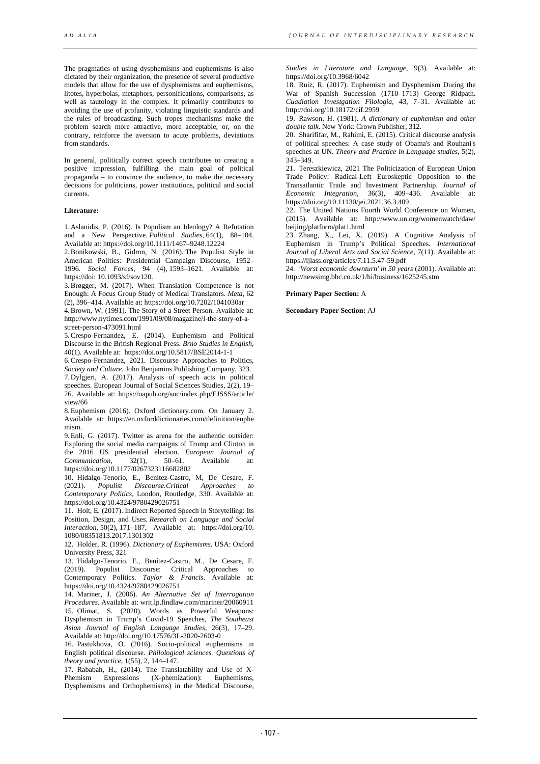The pragmatics of using dysphemisms and euphemisms is also dictated by their organization, the presence of several productive models that allow for the use of dysphemisms and euphemisms, litotes, hyperbolas, metaphors, personifications, comparisons, as well as tautology in the complex. It primarily contributes to avoiding the use of profanity, violating linguistic standards and the rules of broadcasting. Such tropes mechanisms make the problem search more attractive, more acceptable, or, on the contrary, reinforce the aversion to acute problems, deviations from standards.

In general, politically correct speech contributes to creating a positive impression, fulfilling the main goal of political propaganda – to convince the audience, to make the necessary decisions for politicians, power institutions, political and social currents.

**Literature:**

1. Aslanidis, P. (2016). Is Populism an Ideology? A Refutation and a New Perspective. *Political Studies*, 64(1), 88–104. Available at: https://doi.org/10.1111/1467–9248.12224

2. Bonikowski, B., Gidron, N. (2016). The Populist Style in American Politics: Presidential Campaign Discourse, 1952–1996. *Social Forces*, 94 (4), 1593–1621. Available at: https://doi: 10.1093/sf/sov120.

3. Brøgger, M. (2017). When Translation Competence is not Enough: A Focus Group Study of Medical Translators. *Meta*, 62 (2), 396–414. Available at: https://doi.org/10.7202/1041030ar

4. Brown, W. (1991). The Story of a Street Person. Available at: http://www.nytimes.com/1991/09/08/magazine/l-the-story-of-a-street-person-473091.html

5. Crespo-Fernandez, E. (2014). Euphemism and Political Discourse in the British Regional Press. *Brno Studies in English*, 40(1). Available at: https://doi.org/10.5817/BSE2014-1-1

6. Crespo-Fernandez, 2021. Discourse Approaches to Politics, *Society and Culture*, John Benjamins Publishing Company, 323.

7. Dylgjeri, A. (2017). Analysis of speech acts in political speeches. European Journal of Social Sciences Studies, 2(2), 19–26. Available at: https://oapub.org/soc/index.php/EJSSS/article/view/66

8. Euphemism (2016). Oxford dictionary.com. On January 2. Available at: https://en.oxforddictionaries.com/definition/euphemism.

9. Enli, G. (2017). Twitter as arena for the authentic outsider: Exploring the social media campaigns of Trump and Clinton in the 2016 US presidential election. *European Journal of Communication*, 32(1), 50–61. Available at: https://doi.org/10.1177/0267323116682802

10. Hidalgo-Tenorio, E., Benítez-Castro, M, De Cesare, F. (2021). *Populist Discourse.Critical Approaches to Contemporary Politics*, London, Routledge, 330. Available at: https://doi.org/10.4324/9780429026751

11. Holt, E. (2017). Indirect Reported Speech in Storytelling: Its Position, Design, and Uses. *Research on Language and Social Interaction*, 50(2), 171–187, Available at: https://doi.org/10.1080/08351813.2017.1301302

12. Holder, R. (1996). *Dictionary of Euphemisms*. USA: Oxford University Press, 321

13. Hidalgo-Tenorio, E., Benítez-Castro, M., De Cesare, F. (2019). Populist Discourse: Critical Approaches to Contemporary Politics. *Taylor & Francis*. Available at: https://doi.org/10.4324/9780429026751

14. Mariner, J. (2006). *An Alternative Set of Interrogation Procedures.* Available at: writ.lp.findlaw.com/mariner/20060911

15. Olimat, S. (2020). Words as Powerful Weapons: Dysphemism in Trump's Covid-19 Speeches, *The Southeast Asian Journal of English Language Studies*, 26(3), 17–29. Available at: http://doi.org/10.17576/3L-2020-2603-0

16. Pastukhova, O. (2016). Socio-political euphemisms in English political discourse. *Philological sciences. Questions of theory and practice*, 1(55), 2, 144–147.

17. Rababah, H., (2014). The Translatability and Use of X-Phemism Expressions (X-phemization): Euphemisms, Dysphemisms and Orthophemisms) in the Medical Discourse, *Studies in Literature and Language*, 9(3). Available at: https://doi.org/10.3968/6042

18. Ruiz, R. (2017). Euphemism and Dysphemism During the War of Spanish Succession (1710–1713) George Ridpath. *Cuadiation Investgation Filologia*, 43, 7–31. Available at: http://doi.org/10.18172/cif.2959

19. Rawson, H. (1981). *A dictionary of euphemism and other double talk*. New York: Crown Publisher, 312.

20. Sharififar, M., Rahimi, E. (2015). Critical discourse analysis of political speeches: A case study of Obama's and Rouhani's speeches at UN. *Theory and Practice in Language studies*, 5(2), 343–349.

21. Tereszkiewicz, 2021 The Politicization of European Union Trade Policy: Radical-Left Euroskeptic Opposition to the Transatlantic Trade and Investment Partnership. *Journal of Economic Integration*, 36(3), 409–436. Available at: https://doi.org/10.11130/jei.2021.36.3.409

22. The United Nations Fourth World Conference on Women, (2015). Available at: http://www.un.org/womenwatch/daw/beijing/platform/plat1.html

23. Zhang, X., Lei, X. (2019). A Cognitive Analysis of Euphemism in Trump's Political Speeches. *International Journal of Liberal Arts and Social Science*, 7(11). Available at: https://ijlass.org/articles/7.11.5.47-59.pdf

24. *'Worst economic downturn' in 50 years* (2001). Available at: http://newsimg.bbc.co.uk/1/hi/business/1625245.stm

**Primary Paper Section:** A

**Secondary Paper Section:** AJ